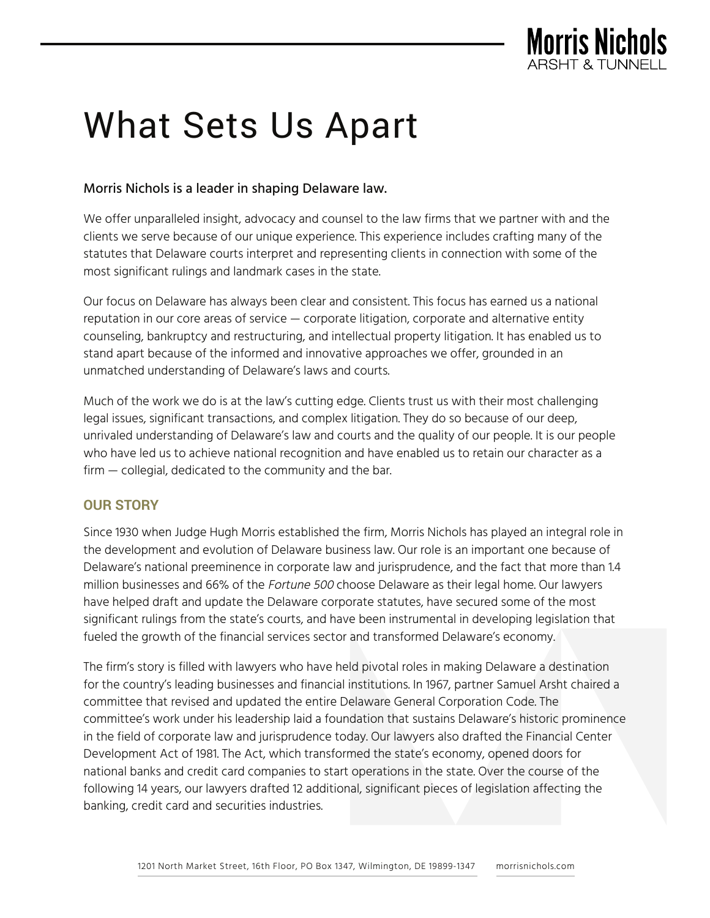# What Sets Us Apart

**Morris Nichols is a leader in shaping Delaware law.**

We offer unparalleled insight, advocacy and counsel to the law firms that we partner with and the clients we serve because of our unique experience. This experience includes crafting many of the statutes that Delaware courts interpret and representing clients in connection with some of the most significant rulings and landmark cases in the state.

Our focus on Delaware has always been clear and consistent. This focus has earned us a national reputation in our core areas of service — corporate litigation, corporate and alternative entity counseling, bankruptcy and restructuring, and intellectual property litigation. It has enabled us to stand apart because of the informed and innovative approaches we offer, grounded in an unmatched understanding of Delaware's laws and courts.

Much of the work we do is at the law's cutting edge. Clients trust us with their most challenging legal issues, significant transactions, and complex litigation. They do so because of our deep, unrivaled understanding of Delaware's law and courts and the quality of our people. It is our people who have led us to achieve national recognition and have enabled us to retain our character as a firm — collegial, dedicated to the community and the bar.

## OUR STORY

Since 1930 when Judge Hugh Morris established the firm, Morris Nichols has played an integral role in the development and evolution of Delaware business law. Our role is an important one because of Delaware's national preeminence in corporate law and jurisprudence, and the fact that more than 1.4 million businesses and 66% of the *Fortune 500* choose Delaware as their legal home. Our lawyers have helped draft and update the Delaware corporate statutes, have secured some of the most significant rulings from the state's courts, and have been instrumental in developing legislation that fueled the growth of the financial services sector and transformed Delaware's economy.

The firm's story is filled with lawyers who have held pivotal roles in making Delaware a destination for the country's leading businesses and financial institutions. In 1967, partner Samuel Arsht chaired a committee that revised and updated the entire Delaware General Corporation Code. The committee's work under his leadership laid a foundation that sustains Delaware's historic prominence in the field of corporate law and jurisprudence today. Our lawyers also drafted the Financial Center Development Act of 1981. The Act, which transformed the state's economy, opened doors for national banks and credit card companies to start operations in the state. Over the course of the following 14 years, our lawyers drafted 12 additional, significant pieces of legislation affecting the banking, credit card and securities industries.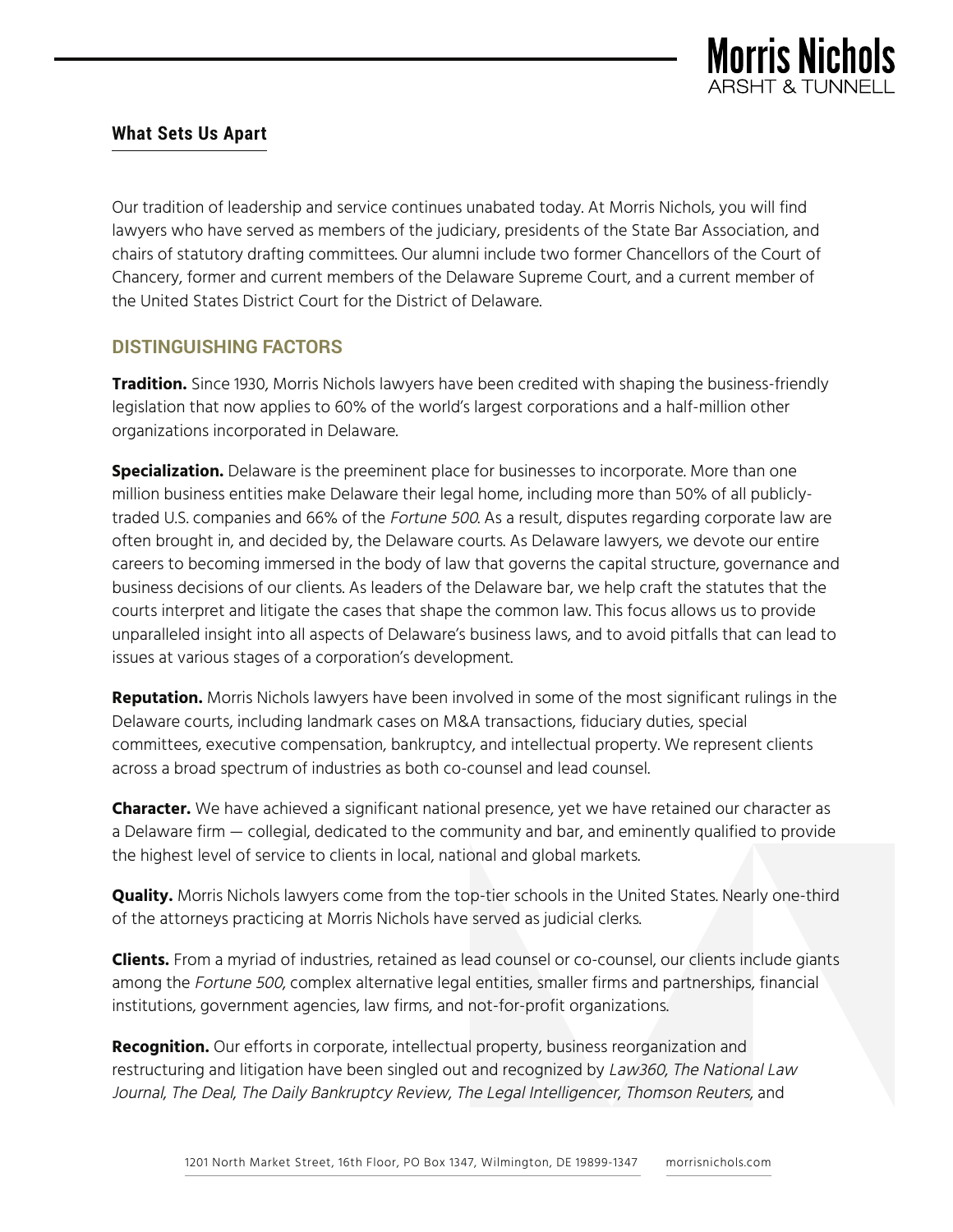## What Sets Us Apart

Our tradition of leadership and service continues unabated today. At Morris Nichols, you will find lawyers who have served as members of the judiciary, presidents of the State Bar Association, and chairs of statutory drafting committees. Our alumni include two former Chancellors of the Court of Chancery, former and current members of the Delaware Supreme Court, and a current member of the United States District Court for the District of Delaware.

### DISTINGUISHING FACTORS

**Tradition.** Since 1930, Morris Nichols lawyers have been credited with shaping the business-friendly legislation that now applies to 60% of the world's largest corporations and a half-million other organizations incorporated in Delaware.

**Specialization.** Delaware is the preeminent place for businesses to incorporate. More than one million business entities make Delaware their legal home, including more than 50% of all publicly-traded U.S. companies and 66% of the *Fortune 500*. As a result, disputes regarding corporate law are often brought in, and decided by, the Delaware courts. As Delaware lawyers, we devote our entire careers to becoming immersed in the body of law that governs the capital structure, governance and business decisions of our clients. As leaders of the Delaware bar, we help craft the statutes that the courts interpret and litigate the cases that shape the common law. This focus allows us to provide unparalleled insight into all aspects of Delaware's business laws, and to avoid pitfalls that can lead to issues at various stages of a corporation's development.

**Reputation.** Morris Nichols lawyers have been involved in some of the most significant rulings in the Delaware courts, including landmark cases on M&A transactions, fiduciary duties, special committees, executive compensation, bankruptcy, and intellectual property. We represent clients across a broad spectrum of industries as both co-counsel and lead counsel.

**Character.** We have achieved a significant national presence, yet we have retained our character as a Delaware firm — collegial, dedicated to the community and bar, and eminently qualified to provide the highest level of service to clients in local, national and global markets.

**Quality.** Morris Nichols lawyers come from the top-tier schools in the United States. Nearly one-third of the attorneys practicing at Morris Nichols have served as judicial clerks.

**Clients.** From a myriad of industries, retained as lead counsel or co-counsel, our clients include giants among the *Fortune 500*, complex alternative legal entities, smaller firms and partnerships, financial institutions, government agencies, law firms, and not-for-profit organizations.

**Recognition.** Our efforts in corporate, intellectual property, business reorganization and restructuring and litigation have been singled out and recognized by *Law360*, *The National Law Journal*, *The Deal*, *The Daily Bankruptcy Review*, *The Legal Intelligencer*, *Thomson Reuters*, and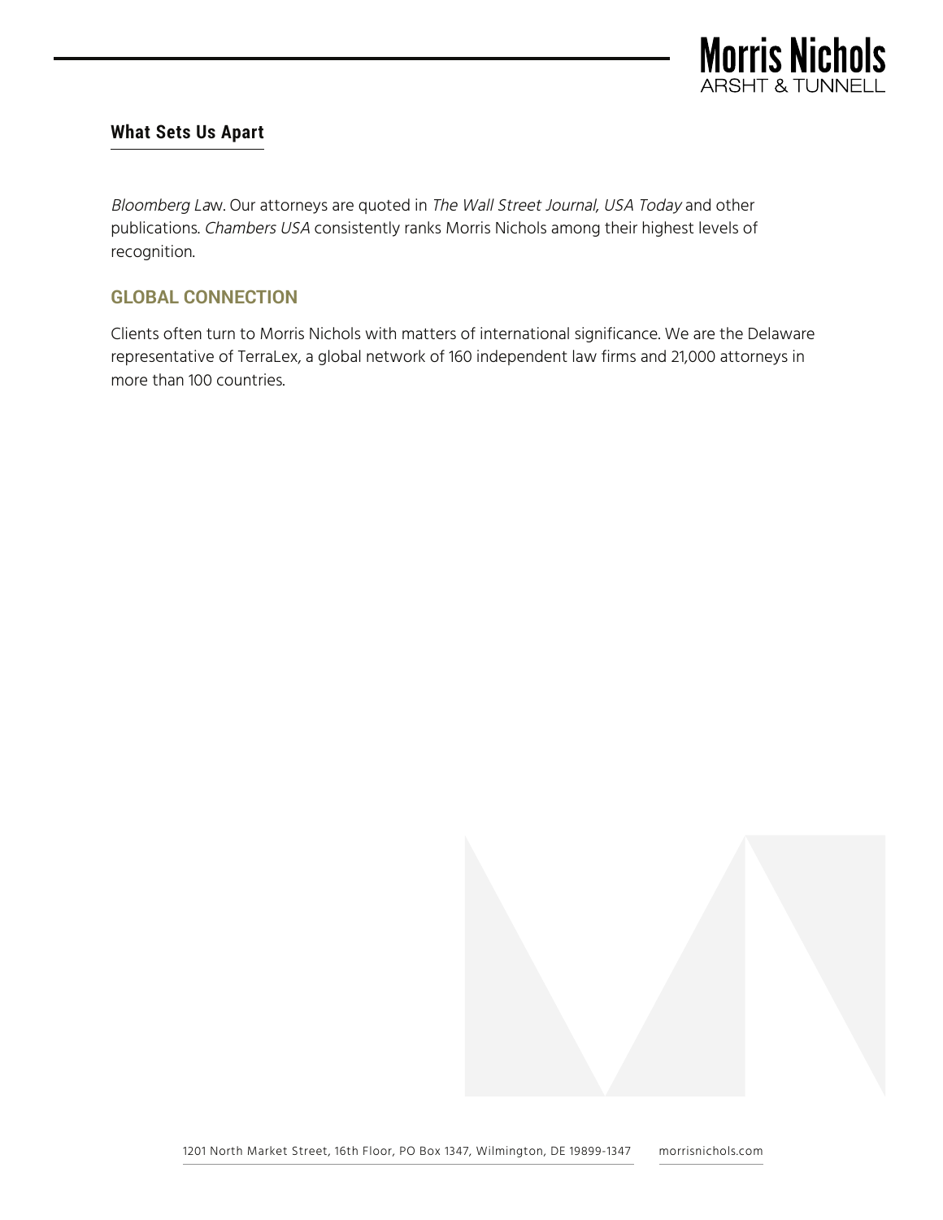## What Sets Us Apart

*Bloomberg Law*. Our attorneys are quoted in *The Wall Street Journal*, *USA Today* and other publications. *Chambers USA* consistently ranks Morris Nichols among their highest levels of recognition.

### GLOBAL CONNECTION

Clients often turn to Morris Nichols with matters of international significance. We are the Delaware representative of TerraLex, a global network of 160 independent law firms and 21,000 attorneys in more than 100 countries.